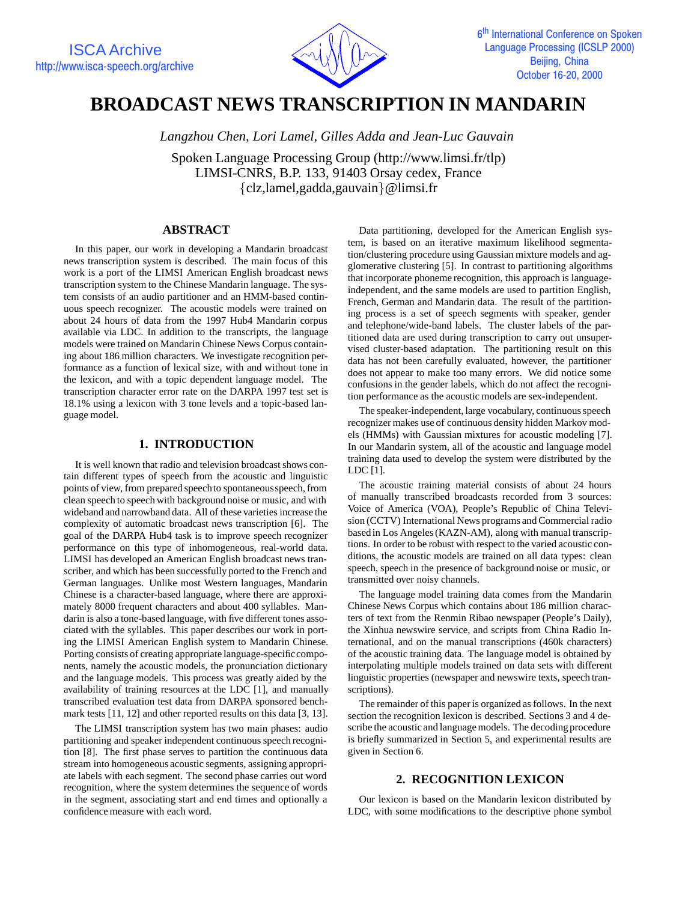# BROADCAST NEWS TRANSCRIPTION IN MANDARIN

*Langzhou Chen, Lori Lamel, Gilles Adda and Jean-Luc Gauvain*

Spoken Language Processing Group (http://www.limsi.fr/tlp)
LIMSI-CNRS, B.P. 133, 91403 Orsay cedex, France
{clz,lamel,gadda,gauvain}@limsi.fr

## ABSTRACT

In this paper, our work in developing a Mandarin broadcast news transcription system is described. The main focus of this work is a port of the LIMSI American English broadcast news transcription system to the Chinese Mandarin language. The system consists of an audio partitioner and an HMM-based continuous speech recognizer. The acoustic models were trained on about 24 hours of data from the 1997 Hub4 Mandarin corpus available via LDC. In addition to the transcripts, the language models were trained on Mandarin Chinese News Corpus containing about 186 million characters. We investigate recognition performance as a function of lexical size, with and without tone in the lexicon, and with a topic dependent language model. The transcription character error rate on the DARPA 1997 test set is 18.1% using a lexicon with 3 tone levels and a topic-based language model.

## 1. INTRODUCTION

It is well known that radio and television broadcast shows contain different types of speech from the acoustic and linguistic points of view, from prepared speech to spontaneous speech, from clean speech to speech with background noise or music, and with wideband and narrowband data. All of these varieties increase the complexity of automatic broadcast news transcription [6]. The goal of the DARPA Hub4 task is to improve speech recognizer performance on this type of inhomogeneous, real-world data. LIMSI has developed an American English broadcast news transcriber, and which has been successfully ported to the French and German languages. Unlike most Western languages, Mandarin Chinese is a character-based language, where there are approximately 8000 frequent characters and about 400 syllables. Mandarin is also a tone-based language, with five different tones associated with the syllables. This paper describes our work in porting the LIMSI American English system to Mandarin Chinese. Porting consists of creating appropriate language-specific components, namely the acoustic models, the pronunciation dictionary and the language models. This process was greatly aided by the availability of training resources at the LDC [1], and manually transcribed evaluation test data from DARPA sponsored benchmark tests [11, 12] and other reported results on this data [3, 13].

The LIMSI transcription system has two main phases: audio partitioning and speaker independent continuous speech recognition [8]. The first phase serves to partition the continuous data stream into homogeneous acoustic segments, assigning appropriate labels with each segment. The second phase carries out word recognition, where the system determines the sequence of words in the segment, associating start and end times and optionally a confidence measure with each word.

Data partitioning, developed for the American English system, is based on an iterative maximum likelihood segmentation/clustering procedure using Gaussian mixture models and agglomerative clustering [5]. In contrast to partitioning algorithms that incorporate phoneme recognition, this approach is language-independent, and the same models are used to partition English, French, German and Mandarin data. The result of the partitioning process is a set of speech segments with speaker, gender and telephone/wide-band labels. The cluster labels of the partitioned data are used during transcription to carry out unsupervised cluster-based adaptation. The partitioning result on this data has not been carefully evaluated, however, the partitioner does not appear to make too many errors. We did notice some confusions in the gender labels, which do not affect the recognition performance as the acoustic models are sex-independent.

The speaker-independent, large vocabulary, continuous speech recognizer makes use of continuous density hidden Markov models (HMMs) with Gaussian mixtures for acoustic modeling [7]. In our Mandarin system, all of the acoustic and language model training data used to develop the system were distributed by the LDC [1].

The acoustic training material consists of about 24 hours of manually transcribed broadcasts recorded from 3 sources: Voice of America (VOA), People's Republic of China Television (CCTV) International News programs and Commercial radio based in Los Angeles (KAZN-AM), along with manual transcriptions. In order to be robust with respect to the varied acoustic conditions, the acoustic models are trained on all data types: clean speech, speech in the presence of background noise or music, or transmitted over noisy channels.

The language model training data comes from the Mandarin Chinese News Corpus which contains about 186 million characters of text from the Renmin Ribao newspaper (People's Daily), the Xinhua newswire service, and scripts from China Radio International, and on the manual transcriptions (460k characters) of the acoustic training data. The language model is obtained by interpolating multiple models trained on data sets with different linguistic properties (newspaper and newswire texts, speech transcriptions).

The remainder of this paper is organized as follows. In the next section the recognition lexicon is described. Sections 3 and 4 describe the acoustic and language models. The decoding procedure is briefly summarized in Section 5, and experimental results are given in Section 6.

## 2. RECOGNITION LEXICON

Our lexicon is based on the Mandarin lexicon distributed by LDC, with some modifications to the descriptive phone symbol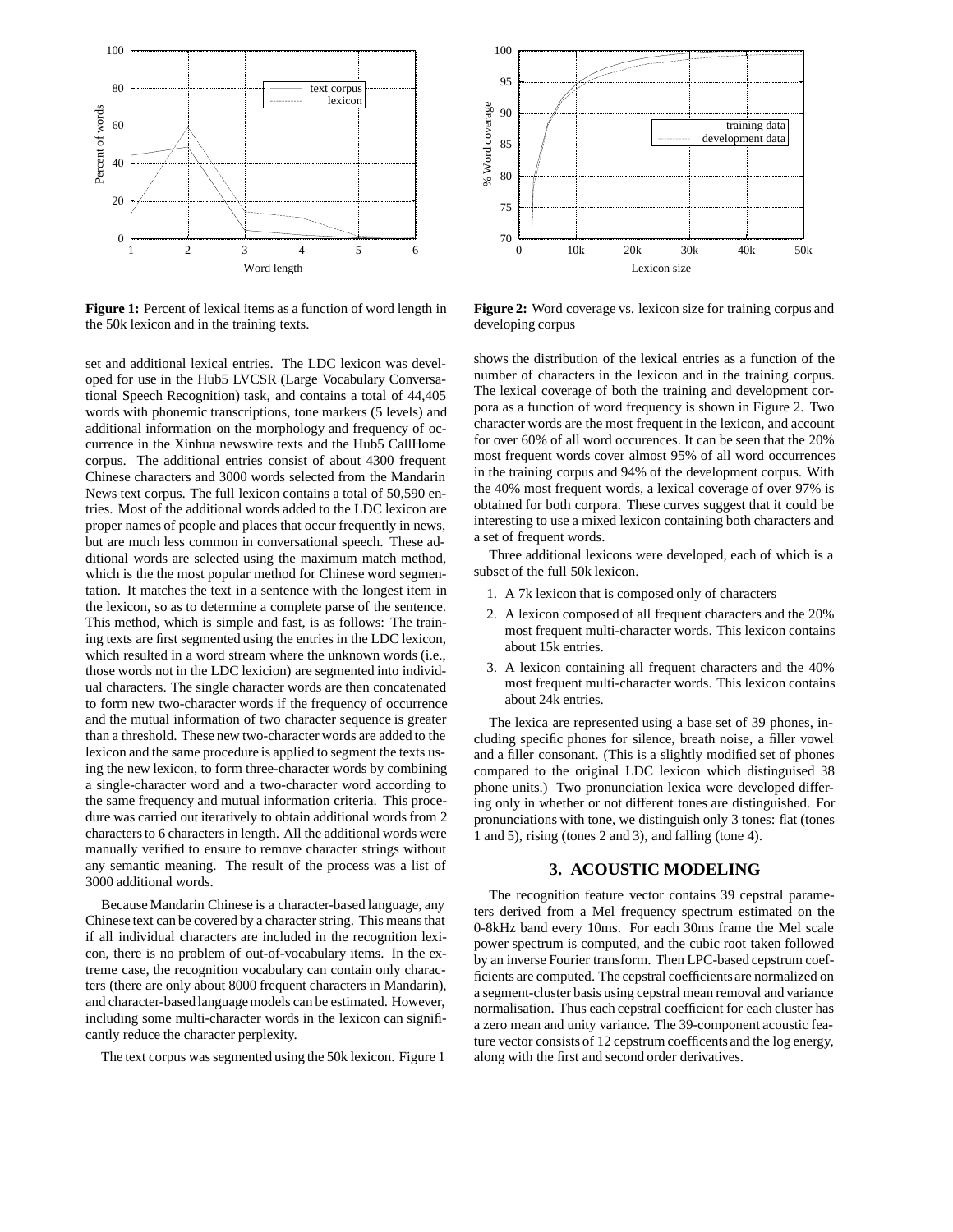**Figure 1:** Percent of lexical items as a function of word length in the 50k lexicon and in the training texts.

**Figure 2:** Word coverage vs. lexicon size for training corpus and developing corpus

set and additional lexical entries. The LDC lexicon was developed for use in the Hub5 LVCSR (Large Vocabulary Conversational Speech Recognition) task, and contains a total of 44,405 words with phonemic transcriptions, tone markers (5 levels) and additional information on the morphology and frequency of occurrence in the Xinhua newswire texts and the Hub5 CallHome corpus. The additional entries consist of about 4300 frequent Chinese characters and 3000 words selected from the Mandarin News text corpus. The full lexicon contains a total of 50,590 entries. Most of the additional words added to the LDC lexicon are proper names of people and places that occur frequently in news, but are much less common in conversational speech. These additional words are selected using the maximum match method, which is the the most popular method for Chinese word segmentation. It matches the text in a sentence with the longest item in the lexicon, so as to determine a complete parse of the sentence. This method, which is simple and fast, is as follows: The training texts are first segmented using the entries in the LDC lexicon, which resulted in a word stream where the unknown words (i.e., those words not in the LDC lexicion) are segmented into individual characters. The single character words are then concatenated to form new two-character words if the frequency of occurrence and the mutual information of two character sequence is greater than a threshold. These new two-character words are added to the lexicon and the same procedure is applied to segment the texts using the new lexicon, to form three-character words by combining a single-character word and a two-character word according to the same frequency and mutual information criteria. This procedure was carried out iteratively to obtain additional words from 2 characters to 6 characters in length. All the additional words were manually verified to ensure to remove character strings without any semantic meaning. The result of the process was a list of 3000 additional words.

Because Mandarin Chinese is a character-based language, any Chinese text can be covered by a character string. This means that if all individual characters are included in the recognition lexicon, there is no problem of out-of-vocabulary items. In the extreme case, the recognition vocabulary can contain only characters (there are only about 8000 frequent characters in Mandarin), and character-based language models can be estimated. However, including some multi-character words in the lexicon can significantly reduce the character perplexity.

The text corpus was segmented using the 50k lexicon. Figure 1 shows the distribution of the lexical entries as a function of the number of characters in the lexicon and in the training corpus. The lexical coverage of both the training and development corpora as a function of word frequency is shown in Figure 2. Two character words are the most frequent in the lexicon, and account for over 60% of all word occurences. It can be seen that the 20% most frequent words cover almost 95% of all word occurrences in the training corpus and 94% of the development corpus. With the 40% most frequent words, a lexical coverage of over 97% is obtained for both corpora. These curves suggest that it could be interesting to use a mixed lexicon containing both characters and a set of frequent words.

Three additional lexicons were developed, each of which is a subset of the full 50k lexicon.

1. A 7k lexicon that is composed only of characters
2. A lexicon composed of all frequent characters and the 20% most frequent multi-character words. This lexicon contains about 15k entries.
3. A lexicon containing all frequent characters and the 40% most frequent multi-character words. This lexicon contains about 24k entries.

The lexica are represented using a base set of 39 phones, including specific phones for silence, breath noise, a filler vowel and a filler consonant. (This is a slightly modified set of phones compared to the original LDC lexicon which distinguised 38 phone units.) Two pronunciation lexica were developed differing only in whether or not different tones are distinguished. For pronunciations with tone, we distinguish only 3 tones: flat (tones 1 and 5), rising (tones 2 and 3), and falling (tone 4).

## 3. ACOUSTIC MODELING

The recognition feature vector contains 39 cepstral parameters derived from a Mel frequency spectrum estimated on the 0-8kHz band every 10ms. For each 30ms frame the Mel scale power spectrum is computed, and the cubic root taken followed by an inverse Fourier transform. Then LPC-based cepstrum coefficients are computed. The cepstral coefficients are normalized on a segment-cluster basis using cepstral mean removal and variance normalisation. Thus each cepstral coefficient for each cluster has a zero mean and unity variance. The 39-component acoustic feature vector consists of 12 cepstrum coefficents and the log energy, along with the first and second order derivatives.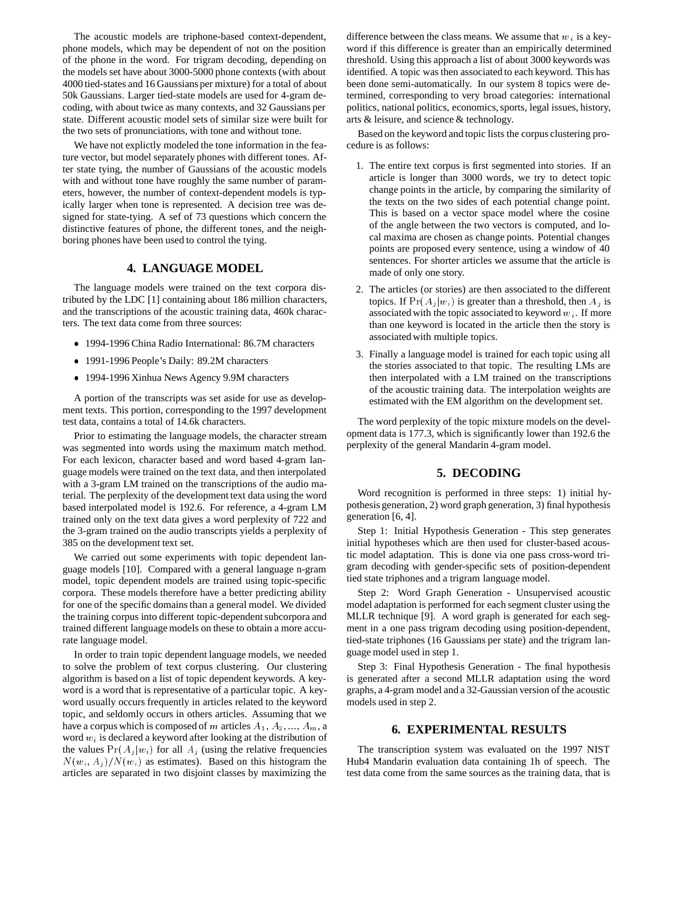The acoustic models are triphone-based context-dependent, phone models, which may be dependent of not on the position of the phone in the word. For trigram decoding, depending on the models set have about 3000-5000 phone contexts (with about 4000 tied-states and 16 Gaussians per mixture) for a total of about 50k Gaussians. Larger tied-state models are used for 4-gram decoding, with about twice as many contexts, and 32 Gaussians per state. Different acoustic model sets of similar size were built for the two sets of pronunciations, with tone and without tone.

We have not explictly modeled the tone information in the feature vector, but model separately phones with different tones. After state tying, the number of Gaussians of the acoustic models with and without tone have roughly the same number of parameters, however, the number of context-dependent models is typically larger when tone is represented. A decision tree was designed for state-tying. A sef of 73 questions which concern the distinctive features of phone, the different tones, and the neighboring phones have been used to control the tying.

## 4. LANGUAGE MODEL

The language models were trained on the text corpora distributed by the LDC [1] containing about 186 million characters, and the transcriptions of the acoustic training data, 460k characters. The text data come from three sources:

- 1994-1996 China Radio International: 86.7M characters
- 1991-1996 People's Daily: 89.2M characters
- 1994-1996 Xinhua News Agency 9.9M characters

A portion of the transcripts was set aside for use as development texts. This portion, corresponding to the 1997 development test data, contains a total of 14.6k characters.

Prior to estimating the language models, the character stream was segmented into words using the maximum match method. For each lexicon, character based and word based 4-gram language models were trained on the text data, and then interpolated with a 3-gram LM trained on the transcriptions of the audio material. The perplexity of the development text data using the word based interpolated model is 192.6. For reference, a 4-gram LM trained only on the text data gives a word perplexity of 722 and the 3-gram trained on the audio transcripts yields a perplexity of 385 on the development text set.

We carried out some experiments with topic dependent language models [10]. Compared with a general language n-gram model, topic dependent models are trained using topic-specific corpora. These models therefore have a better predicting ability for one of the specific domains than a general model. We divided the training corpus into different topic-dependent subcorpora and trained different language models on these to obtain a more accurate language model.

In order to train topic dependent language models, we needed to solve the problem of text corpus clustering. Our clustering algorithm is based on a list of topic dependent keywords. A keyword is a word that is representative of a particular topic. A keyword usually occurs frequently in articles related to the keyword topic, and seldomly occurs in others articles. Assuming that we have a corpus which is composed of $m$ articles $A_1, A_2, ..., A_m$, a word $w_i$ is declared a keyword after looking at the distribution of the values $\Pr(A_j|w_i)$ for all $A_j$ (using the relative frequencies $N(w_i, A_j)/N(w_i)$ as estimates). Based on this histogram the articles are separated in two disjoint classes by maximizing the difference between the class means. We assume that $w_i$ is a keyword if this difference is greater than an empirically determined threshold. Using this approach a list of about 3000 keywords was identified. A topic was then associated to each keyword. This has been done semi-automatically. In our system 8 topics were determined, corresponding to very broad categories: international politics, national politics, economics, sports, legal issues, history, arts & leisure, and science & technology.

Based on the keyword and topic lists the corpus clustering procedure is as follows:

1. The entire text corpus is first segmented into stories. If an article is longer than 3000 words, we try to detect topic change points in the article, by comparing the similarity of the texts on the two sides of each potential change point. This is based on a vector space model where the cosine of the angle between the two vectors is computed, and local maxima are chosen as change points. Potential changes points are proposed every sentence, using a window of 40 sentences. For shorter articles we assume that the article is made of only one story.
2. The articles (or stories) are then associated to the different topics. If $\Pr(A_j|w_i)$ is greater than a threshold, then $A_j$ is associated with the topic associated to keyword $w_i$. If more than one keyword is located in the article then the story is associated with multiple topics.
3. Finally a language model is trained for each topic using all the stories associated to that topic. The resulting LMs are then interpolated with a LM trained on the transcriptions of the acoustic training data. The interpolation weights are estimated with the EM algorithm on the development set.

The word perplexity of the topic mixture models on the development data is 177.3, which is significantly lower than 192.6 the perplexity of the general Mandarin 4-gram model.

## 5. DECODING

Word recognition is performed in three steps: 1) initial hypothesis generation, 2) word graph generation, 3) final hypothesis generation [6, 4].

Step 1: Initial Hypothesis Generation - This step generates initial hypotheses which are then used for cluster-based acoustic model adaptation. This is done via one pass cross-word trigram decoding with gender-specific sets of position-dependent tied state triphones and a trigram language model.

Step 2: Word Graph Generation - Unsupervised acoustic model adaptation is performed for each segment cluster using the MLLR technique [9]. A word graph is generated for each segment in a one pass trigram decoding using position-dependent, tied-state triphones (16 Gaussians per state) and the trigram language model used in step 1.

Step 3: Final Hypothesis Generation - The final hypothesis is generated after a second MLLR adaptation using the word graphs, a 4-gram model and a 32-Gaussian version of the acoustic models used in step 2.

## 6. EXPERIMENTAL RESULTS

The transcription system was evaluated on the 1997 NIST Hub4 Mandarin evaluation data containing 1h of speech. The test data come from the same sources as the training data, that is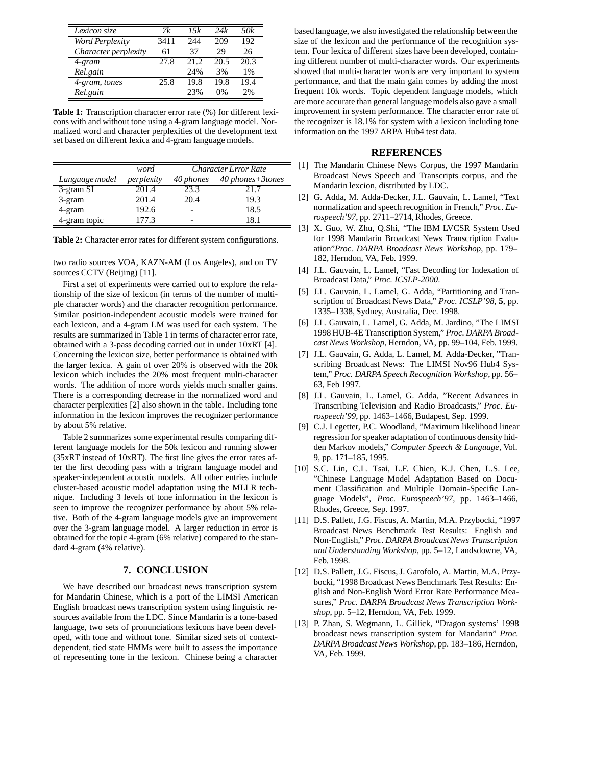| *Lexicon size* | *7k* | *15k* | *24k* | *50k* |
|---|---|---|---|---|
| *Word Perplexity* | 3411 | 244 | 209 | 192 |
| *Character perplexity* | 61 | 37 | 29 | 26 |
| *4-gram* | 27.8 | 21.2 | 20.5 | 20.3 |
| *Rel.gain* | | 24% | 3% | 1% |
| *4-gram, tones* | 25.8 | 19.8 | 19.8 | 19.4 |
| *Rel.gain* | | 23% | 0% | 2% |

**Table 1:** Transcription character error rate (%) for different lexicons with and without tone using a 4-gram language model. Normalized word and character perplexities of the development text set based on different lexica and 4-gram language models.

| | *word* | *Character Error Rate* | |
|---|---|---|---|
| *Language model* | *perplexity* | *40 phones* | *40 phones+3tones* |
| 3-gram SI | 201.4 | 23.3 | 21.7 |
| 3-gram | 201.4 | 20.4 | 19.3 |
| 4-gram | 192.6 | - | 18.5 |
| 4-gram topic | 177.3 | - | 18.1 |

**Table 2:** Character error rates for different system configurations.

two radio sources VOA, KAZN-AM (Los Angeles), and on TV sources CCTV (Beijing) [11].

First a set of experiments were carried out to explore the relationship of the size of lexicon (in terms of the number of multiple character words) and the character recognition performance. Similar position-independent acoustic models were trained for each lexicon, and a 4-gram LM was used for each system. The results are summarized in Table 1 in terms of character error rate, obtained with a 3-pass decoding carried out in under 10xRT [4]. Concerning the lexicon size, better performance is obtained with the larger lexica. A gain of over 20% is observed with the 20k lexicon which includes the 20% most frequent multi-character words. The addition of more words yields much smaller gains. There is a corresponding decrease in the normalized word and character perplexities [2] also shown in the table. Including tone information in the lexicon improves the recognizer performance by about 5% relative.

Table 2 summarizes some experimental results comparing different language models for the 50k lexicon and running slower (35xRT instead of 10xRT). The first line gives the error rates after the first decoding pass with a trigram language model and speaker-independent acoustic models. All other entries include cluster-based acoustic model adaptation using the MLLR technique. Including 3 levels of tone information in the lexicon is seen to improve the recognizer performance by about 5% relative. Both of the 4-gram language models give an improvement over the 3-gram language model. A larger reduction in error is obtained for the topic 4-gram (6% relative) compared to the standard 4-gram (4% relative).

## 7. CONCLUSION

We have described our broadcast news transcription system for Mandarin Chinese, which is a port of the LIMSI American English broadcast news transcription system using linguistic resources available from the LDC. Since Mandarin is a tone-based language, two sets of pronunciations lexicons have been developed, with tone and without tone. Similar sized sets of context-dependent, tied state HMMs were built to assess the importance of representing tone in the lexicon. Chinese being a character based language, we also investigated the relationship between the size of the lexicon and the performance of the recognition system. Four lexica of different sizes have been developed, containing different number of multi-character words. Our experiments showed that multi-character words are very important to system performance, and that the main gain comes by adding the most frequent 10k words. Topic dependent language models, which are more accurate than general language models also gave a small improvement in system performance. The character error rate of the recognizer is 18.1% for system with a lexicon including tone information on the 1997 ARPA Hub4 test data.

## REFERENCES

[1] The Mandarin Chinese News Corpus, the 1997 Mandarin Broadcast News Speech and Transcripts corpus, and the Mandarin lexcion, distributed by LDC.

[2] G. Adda, M. Adda-Decker, J.L. Gauvain, L. Lamel, “Text normalization and speech recognition in French,” *Proc. Eurospeech’97*, pp. 2711–2714, Rhodes, Greece.

[3] X. Guo, W. Zhu, Q.Shi, “The IBM LVCSR System Used for 1998 Mandarin Broadcast News Transcription Evaluation”*Proc. DARPA Broadcast News Workshop*, pp. 179–182, Herndon, VA, Feb. 1999.

[4] J.L. Gauvain, L. Lamel, “Fast Decoding for Indexation of Broadcast Data,” *Proc. ICSLP-2000*.

[5] J.L. Gauvain, L. Lamel, G. Adda, “Partitioning and Transcription of Broadcast News Data,” *Proc. ICSLP’98*, **5**, pp. 1335–1338, Sydney, Australia, Dec. 1998.

[6] J.L. Gauvain, L. Lamel, G. Adda, M. Jardino, ”The LIMSI 1998 HUB-4E Transcription System,” *Proc. DARPA Broadcast News Workshop*, Herndon, VA, pp. 99–104, Feb. 1999.

[7] J.L. Gauvain, G. Adda, L. Lamel, M. Adda-Decker, ”Transcribing Broadcast News: The LIMSI Nov96 Hub4 System,” *Proc. DARPA Speech Recognition Workshop*, pp. 56–63, Feb 1997.

[8] J.L. Gauvain, L. Lamel, G. Adda, ”Recent Advances in Transcribing Television and Radio Broadcasts,” *Proc. Eurospeech’99*, pp. 1463–1466, Budapest, Sep. 1999.

[9] C.J. Legetter, P.C. Woodland, ”Maximum likelihood linear regression for speaker adaptation of continuous density hidden Markov models,” *Computer Speech & Language*, Vol. 9, pp. 171–185, 1995.

[10] S.C. Lin, C.L. Tsai, L.F. Chien, K.J. Chen, L.S. Lee, ”Chinese Language Model Adaptation Based on Document Classification and Multiple Domain-Specific Language Models”, *Proc. Eurospeech’97*, pp. 1463–1466, Rhodes, Greece, Sep. 1997.

[11] D.S. Pallett, J.G. Fiscus, A. Martin, M.A. Przybocki, “1997 Broadcast News Benchmark Test Results: English and Non-English,” *Proc. DARPA Broadcast News Transcription and Understanding Workshop*, pp. 5–12, Landsdowne, VA, Feb. 1998.

[12] D.S. Pallett, J.G. Fiscus, J. Garofolo, A. Martin, M.A. Przybocki, “1998 Broadcast News Benchmark Test Results: English and Non-English Word Error Rate Performance Measures,” *Proc. DARPA Broadcast News Transcription Workshop*, pp. 5–12, Herndon, VA, Feb. 1999.

[13] P. Zhan, S. Wegmann, L. Gillick, “Dragon systems’ 1998 broadcast news transcription system for Mandarin” *Proc. DARPA Broadcast News Workshop*, pp. 183–186, Herndon, VA, Feb. 1999.